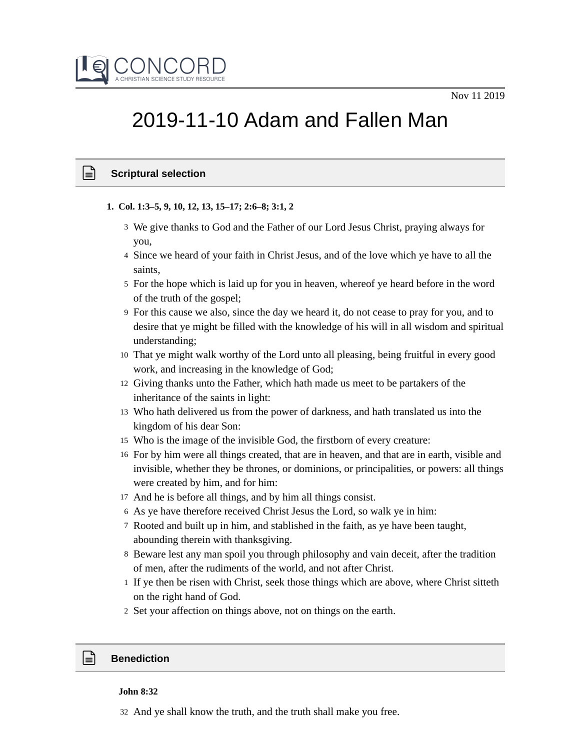CONCORD
A CHRISTIAN SCIENCE STUDY RESOURCE

Nov 11 2019

# 2019-11-10 Adam and Fallen Man

## Scriptural selection

1. **Col. 1:3–5, 9, 10, 12, 13, 15–17; 2:6–8; 3:1, 2**

3 We give thanks to God and the Father of our Lord Jesus Christ, praying always for you,
4 Since we heard of your faith in Christ Jesus, and of the love which ye have to all the saints,
5 For the hope which is laid up for you in heaven, whereof ye heard before in the word of the truth of the gospel;
9 For this cause we also, since the day we heard it, do not cease to pray for you, and to desire that ye might be filled with the knowledge of his will in all wisdom and spiritual understanding;
10 That ye might walk worthy of the Lord unto all pleasing, being fruitful in every good work, and increasing in the knowledge of God;
12 Giving thanks unto the Father, which hath made us meet to be partakers of the inheritance of the saints in light:
13 Who hath delivered us from the power of darkness, and hath translated us into the kingdom of his dear Son:
15 Who is the image of the invisible God, the firstborn of every creature:
16 For by him were all things created, that are in heaven, and that are in earth, visible and invisible, whether they be thrones, or dominions, or principalities, or powers: all things were created by him, and for him:
17 And he is before all things, and by him all things consist.
6 As ye have therefore received Christ Jesus the Lord, so walk ye in him:
7 Rooted and built up in him, and stablished in the faith, as ye have been taught, abounding therein with thanksgiving.
8 Beware lest any man spoil you through philosophy and vain deceit, after the tradition of men, after the rudiments of the world, and not after Christ.
1 If ye then be risen with Christ, seek those things which are above, where Christ sitteth on the right hand of God.
2 Set your affection on things above, not on things on the earth.

## Benediction

**John 8:32**

32 And ye shall know the truth, and the truth shall make you free.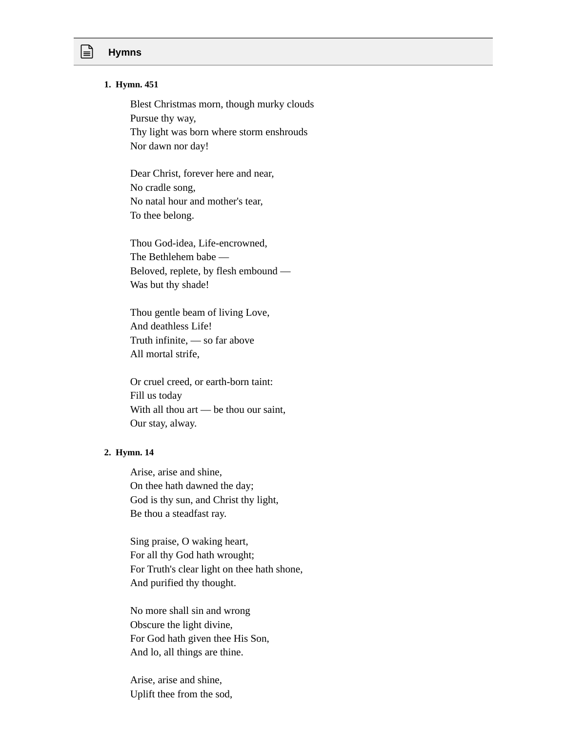## Hymns

1. **Hymn. 451**

   Blest Christmas morn, though murky clouds
   Pursue thy way,
   Thy light was born where storm enshrouds
   Nor dawn nor day!

   Dear Christ, forever here and near,
   No cradle song,
   No natal hour and mother's tear,
   To thee belong.

   Thou God-idea, Life-encrowned,
   The Bethlehem babe —
   Beloved, replete, by flesh embound —
   Was but thy shade!

   Thou gentle beam of living Love,
   And deathless Life!
   Truth infinite, — so far above
   All mortal strife,

   Or cruel creed, or earth-born taint:
   Fill us today
   With all thou art — be thou our saint,
   Our stay, alway.

2. **Hymn. 14**

   Arise, arise and shine,
   On thee hath dawned the day;
   God is thy sun, and Christ thy light,
   Be thou a steadfast ray.

   Sing praise, O waking heart,
   For all thy God hath wrought;
   For Truth's clear light on thee hath shone,
   And purified thy thought.

   No more shall sin and wrong
   Obscure the light divine,
   For God hath given thee His Son,
   And lo, all things are thine.

   Arise, arise and shine,
   Uplift thee from the sod,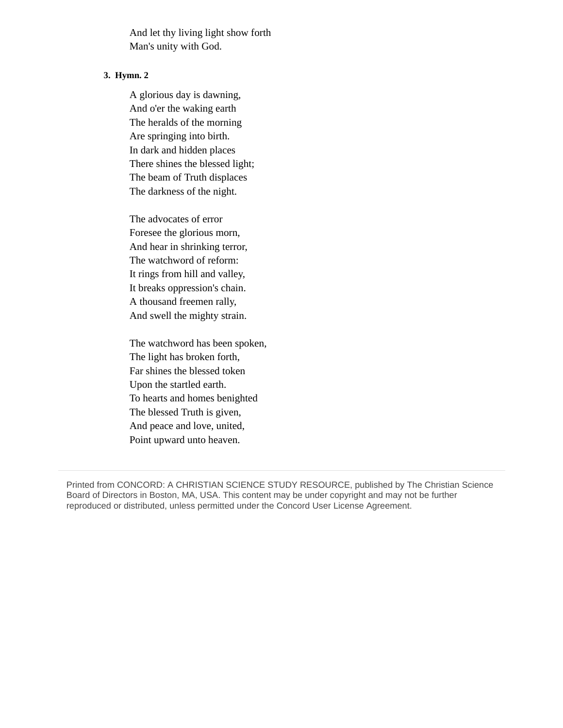And let thy living light show forth  
Man's unity with God.

**3. Hymn. 2**

A glorious day is dawning,  
And o'er the waking earth  
The heralds of the morning  
Are springing into birth.  
In dark and hidden places  
There shines the blessed light;  
The beam of Truth displaces  
The darkness of the night.

The advocates of error  
Foresee the glorious morn,  
And hear in shrinking terror,  
The watchword of reform:  
It rings from hill and valley,  
It breaks oppression's chain.  
A thousand freemen rally,  
And swell the mighty strain.

The watchword has been spoken,  
The light has broken forth,  
Far shines the blessed token  
Upon the startled earth.  
To hearts and homes benighted  
The blessed Truth is given,  
And peace and love, united,  
Point upward unto heaven.

---

Printed from CONCORD: A CHRISTIAN SCIENCE STUDY RESOURCE, published by The Christian Science Board of Directors in Boston, MA, USA. This content may be under copyright and may not be further reproduced or distributed, unless permitted under the Concord User License Agreement.